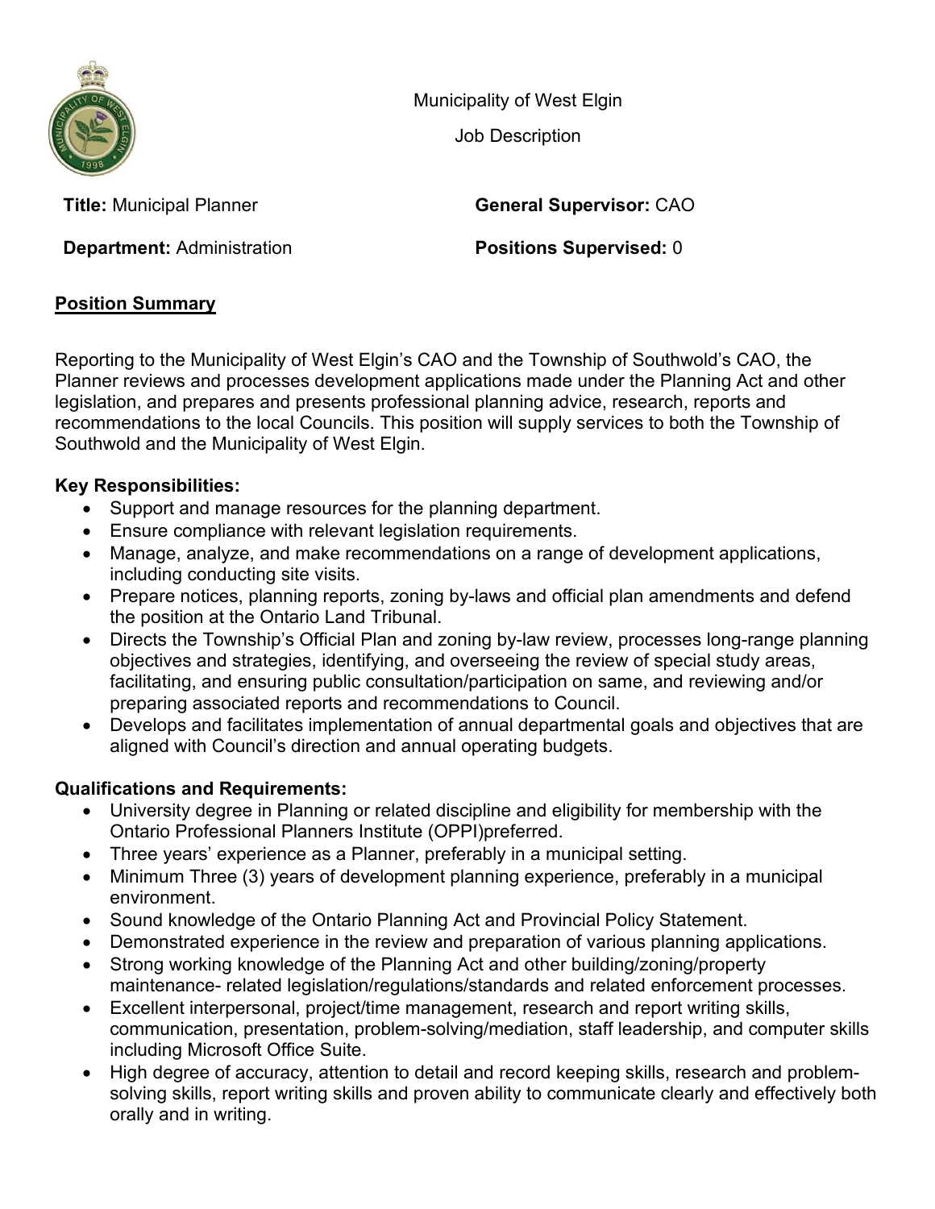Municipality of West Elgin

Job Description

**Title:** Municipal Planner

**General Supervisor:** CAO

**Department:** Administration

**Positions Supervised:** 0

## Position Summary

Reporting to the Municipality of West Elgin's CAO and the Township of Southwold's CAO, the Planner reviews and processes development applications made under the Planning Act and other legislation, and prepares and presents professional planning advice, research, reports and recommendations to the local Councils. This position will supply services to both the Township of Southwold and the Municipality of West Elgin.

**Key Responsibilities:**

- Support and manage resources for the planning department.
- Ensure compliance with relevant legislation requirements.
- Manage, analyze, and make recommendations on a range of development applications, including conducting site visits.
- Prepare notices, planning reports, zoning by-laws and official plan amendments and defend the position at the Ontario Land Tribunal.
- Directs the Township's Official Plan and zoning by-law review, processes long-range planning objectives and strategies, identifying, and overseeing the review of special study areas, facilitating, and ensuring public consultation/participation on same, and reviewing and/or preparing associated reports and recommendations to Council.
- Develops and facilitates implementation of annual departmental goals and objectives that are aligned with Council's direction and annual operating budgets.

**Qualifications and Requirements:**

- University degree in Planning or related discipline and eligibility for membership with the Ontario Professional Planners Institute (OPPI)preferred.
- Three years' experience as a Planner, preferably in a municipal setting.
- Minimum Three (3) years of development planning experience, preferably in a municipal environment.
- Sound knowledge of the Ontario Planning Act and Provincial Policy Statement.
- Demonstrated experience in the review and preparation of various planning applications.
- Strong working knowledge of the Planning Act and other building/zoning/property maintenance- related legislation/regulations/standards and related enforcement processes.
- Excellent interpersonal, project/time management, research and report writing skills, communication, presentation, problem-solving/mediation, staff leadership, and computer skills including Microsoft Office Suite.
- High degree of accuracy, attention to detail and record keeping skills, research and problem-solving skills, report writing skills and proven ability to communicate clearly and effectively both orally and in writing.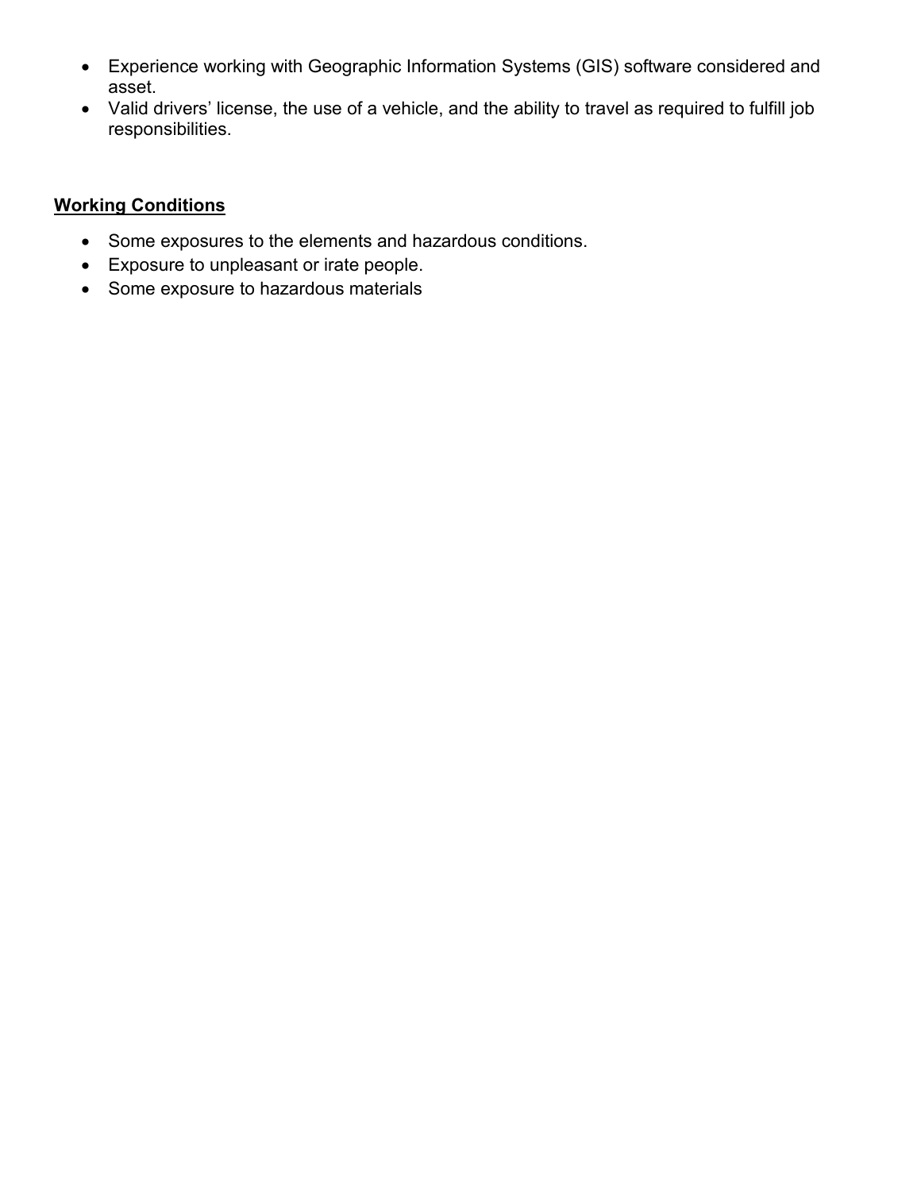- Experience working with Geographic Information Systems (GIS) software considered and asset.
- Valid drivers' license, the use of a vehicle, and the ability to travel as required to fulfill job responsibilities.

## **Working Conditions**

- Some exposures to the elements and hazardous conditions.
- Exposure to unpleasant or irate people.
- Some exposure to hazardous materials